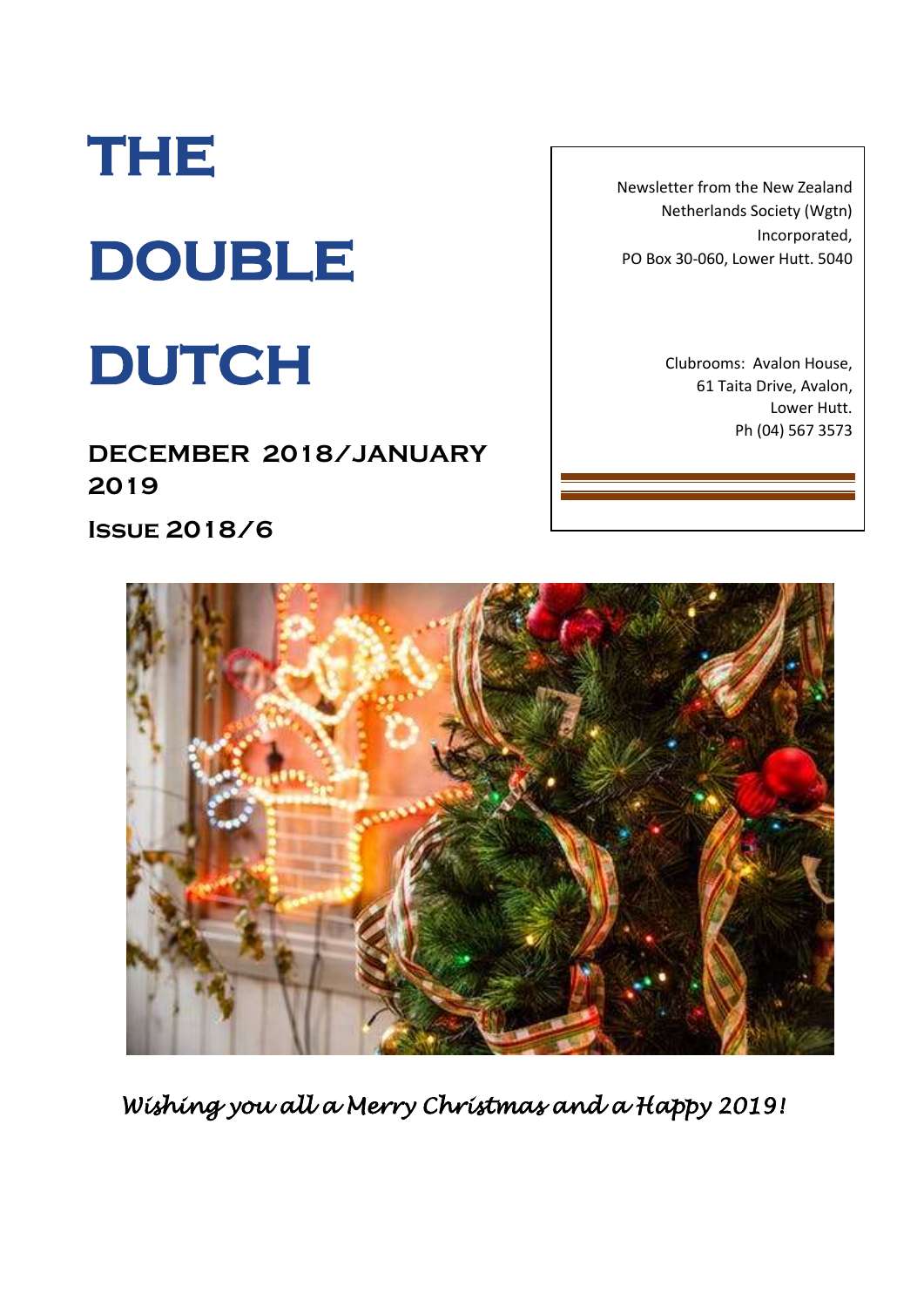# THE DOUBLE DUTCH

## DECEMBER 2018/JANUARY 2019

### ISSUE 2018/6

Newsletter from the New Zealand Netherlands Society (Wgtn) Incorporated,
PO Box 30-060, Lower Hutt. 5040

Clubrooms: Avalon House,
61 Taita Drive, Avalon,
Lower Hutt.
Ph (04) 567 3573

*Wishing you all a Merry Christmas and a Happy 2019!*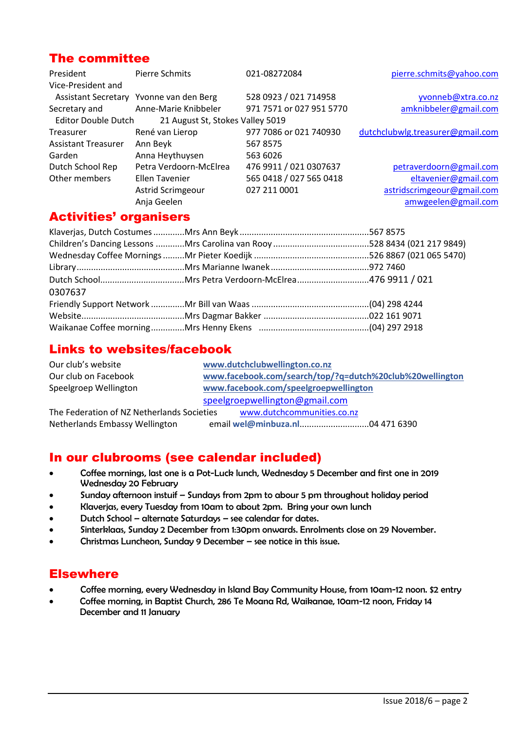## The committee

| | | | |
|---|---|---|---|
| President | Pierre Schmits | 021-08272084 | pierre.schmits@yahoo.com |
| Vice-President and Assistant Secretary | Yvonne van den Berg | 528 0923 / 021 714958 | yvonneb@xtra.co.nz |
| Secretary and Editor Double Dutch | Anne-Marie Knibbeler 21 August St, Stokes Valley 5019 | 971 7571 or 027 951 5770 | amknibbeler@gmail.com |
| Treasurer | René van Lierop | 977 7086 or 021 740930 | dutchclubwlg.treasurer@gmail.com |
| Assistant Treasurer | Ann Beyk | 567 8575 | |
| Garden | Anna Heythuysen | 563 6026 | |
| Dutch School Rep | Petra Verdoorn-McElrea | 476 9911 / 021 0307637 | petraverdoorn@gmail.com |
| Other members | Ellen Tavenier | 565 0418 / 027 565 0418 | eltavenier@gmail.com |
| | Astrid Scrimgeour | 027 211 0001 | astridscrimgeour@gmail.com |
| | Anja Geelen | | amwgeelen@gmail.com |

## Activities' organisers

Klaverjas, Dutch Costumes ............Mrs Ann Beyk ....................................................567 8575
Children's Dancing Lessons ...........Mrs Carolina van Rooy .......................................528 8434 (021 217 9849)
Wednesday Coffee Mornings .........Mr Pieter Koedijk ...............................................526 8867 (021 065 5470)
Library............................................Mrs Marianne Iwanek ........................................972 7460
Dutch School..................................Mrs Petra Verdoorn-McElrea.............................476 9911 / 021 0307637
Friendly Support Network .............Mr Bill van Waas ...............................................(04) 298 4244
Website..........................................Mrs Dagmar Bakker ...........................................022 161 9071
Waikanae Coffee morning.............Mrs Henny Ekens .............................................(04) 297 2918

## Links to websites/facebook

| | |
|---|---|
| Our club's website | **www.dutchclubwellington.co.nz** |
| Our club on Facebook | **www.facebook.com/search/top/?q=dutch%20club%20wellington** |
| Speelgroep Wellington | **www.facebook.com/speelgroepwellington** |
| | speelgroepwellington@gmail.com |
| The Federation of NZ Netherlands Societies | www.dutchcommunities.co.nz |
| Netherlands Embassy Wellington | email **wel@minbuza.nl**............................04 471 6390 |

## In our clubrooms (see calendar included)

- Coffee mornings, last one is a Pot-Luck lunch, Wednesday 5 December and first one in 2019 Wednesday 20 February
- Sunday afternoon instuif – Sundays from 2pm to abour 5 pm throughout holiday period
- Klaverjas, every Tuesday from 10am to about 2pm. Bring your own lunch
- Dutch School – alternate Saturdays – see calendar for dates.
- Sinterklaas, Sunday 2 December from 1:30pm onwards. Enrolments close on 29 November.
- Christmas Luncheon, Sunday 9 December – see notice in this issue.

## Elsewhere

- Coffee morning, every Wednesday in Island Bay Community House, from 10am-12 noon. $2 entry
- Coffee morning, in Baptist Church, 286 Te Moana Rd, Waikanae, 10am-12 noon, Friday 14 December and 11 January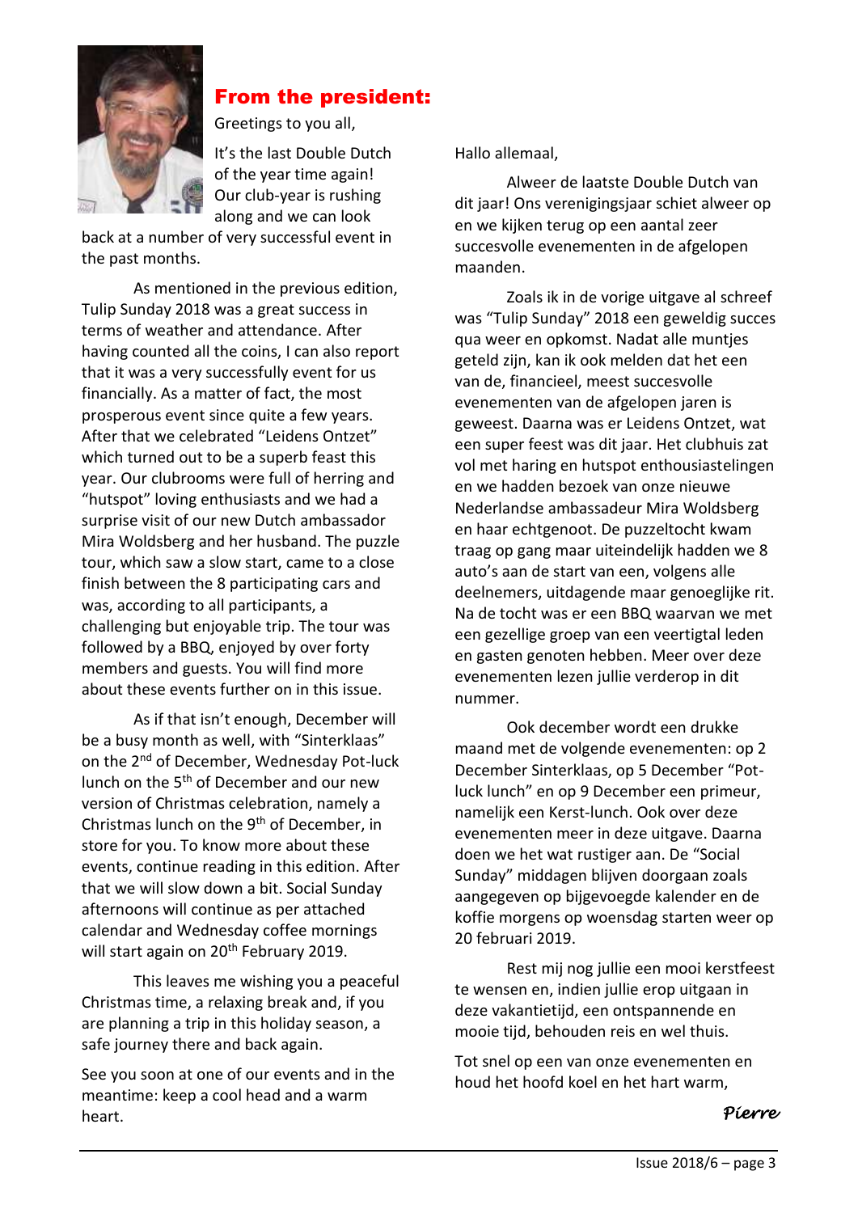## From the president:

Greetings to you all,

It's the last Double Dutch of the year time again! Our club-year is rushing along and we can look back at a number of very successful event in the past months.

As mentioned in the previous edition, Tulip Sunday 2018 was a great success in terms of weather and attendance. After having counted all the coins, I can also report that it was a very successfully event for us financially. As a matter of fact, the most prosperous event since quite a few years. After that we celebrated "Leidens Ontzet" which turned out to be a superb feast this year. Our clubrooms were full of herring and "hutspot" loving enthusiasts and we had a surprise visit of our new Dutch ambassador Mira Woldsberg and her husband. The puzzle tour, which saw a slow start, came to a close finish between the 8 participating cars and was, according to all participants, a challenging but enjoyable trip. The tour was followed by a BBQ, enjoyed by over forty members and guests. You will find more about these events further on in this issue.

As if that isn't enough, December will be a busy month as well, with "Sinterklaas" on the 2nd of December, Wednesday Pot-luck lunch on the 5th of December and our new version of Christmas celebration, namely a Christmas lunch on the 9th of December, in store for you. To know more about these events, continue reading in this edition. After that we will slow down a bit. Social Sunday afternoons will continue as per attached calendar and Wednesday coffee mornings will start again on 20th February 2019.

This leaves me wishing you a peaceful Christmas time, a relaxing break and, if you are planning a trip in this holiday season, a safe journey there and back again.

See you soon at one of our events and in the meantime: keep a cool head and a warm heart.

Hallo allemaal,

Alweer de laatste Double Dutch van dit jaar! Ons verenigingsjaar schiet alweer op en we kijken terug op een aantal zeer succesvolle evenementen in de afgelopen maanden.

Zoals ik in de vorige uitgave al schreef was "Tulip Sunday" 2018 een geweldig succes qua weer en opkomst. Nadat alle muntjes geteld zijn, kan ik ook melden dat het een van de, financieel, meest succesvolle evenementen van de afgelopen jaren is geweest. Daarna was er Leidens Ontzet, wat een super feest was dit jaar. Het clubhuis zat vol met haring en hutspot enthousiastelingen en we hadden bezoek van onze nieuwe Nederlandse ambassadeur Mira Woldsberg en haar echtgenoot. De puzzeltocht kwam traag op gang maar uiteindelijk hadden we 8 auto's aan de start van een, volgens alle deelnemers, uitdagende maar genoeglijke rit. Na de tocht was er een BBQ waarvan we met een gezellige groep van een veertigtal leden en gasten genoten hebben. Meer over deze evenementen lezen jullie verderop in dit nummer.

Ook december wordt een drukke maand met de volgende evenementen: op 2 December Sinterklaas, op 5 December "Pot-luck lunch" en op 9 December een primeur, namelijk een Kerst-lunch. Ook over deze evenementen meer in deze uitgave. Daarna doen we het wat rustiger aan. De "Social Sunday" middagen blijven doorgaan zoals aangegeven op bijgevoegde kalender en de koffie morgens op woensdag starten weer op 20 februari 2019.

Rest mij nog jullie een mooi kerstfeest te wensen en, indien jullie erop uitgaan in deze vakantietijd, een ontspannende en mooie tijd, behouden reis en wel thuis.

Tot snel op een van onze evenementen en houd het hoofd koel en het hart warm,

*Pierre*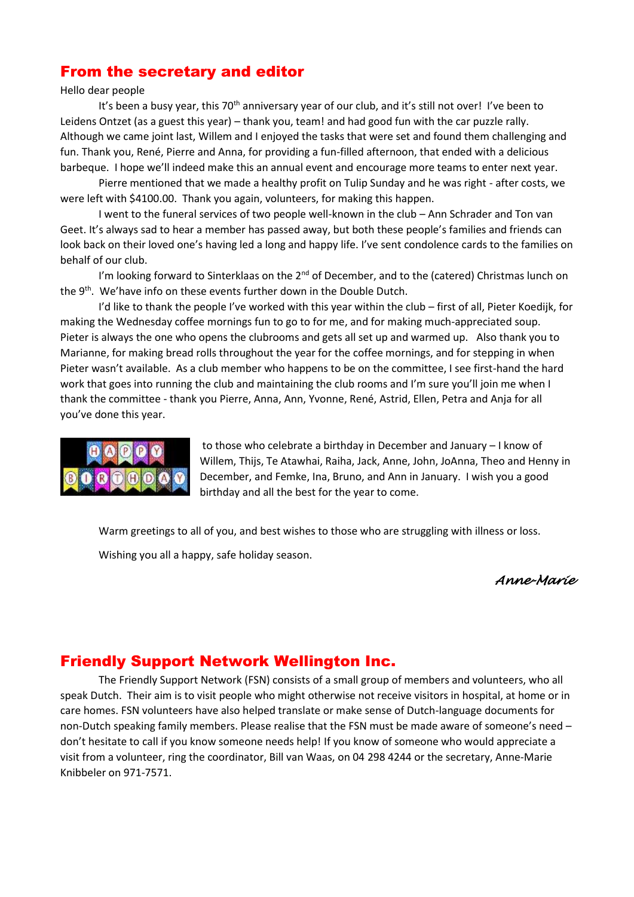## From the secretary and editor

Hello dear people

It's been a busy year, this 70th anniversary year of our club, and it's still not over! I've been to Leidens Ontzet (as a guest this year) – thank you, team! and had good fun with the car puzzle rally. Although we came joint last, Willem and I enjoyed the tasks that were set and found them challenging and fun. Thank you, René, Pierre and Anna, for providing a fun-filled afternoon, that ended with a delicious barbeque. I hope we'll indeed make this an annual event and encourage more teams to enter next year.

Pierre mentioned that we made a healthy profit on Tulip Sunday and he was right - after costs, we were left with $4100.00. Thank you again, volunteers, for making this happen.

I went to the funeral services of two people well-known in the club – Ann Schrader and Ton van Geet. It's always sad to hear a member has passed away, but both these people's families and friends can look back on their loved one's having led a long and happy life. I've sent condolence cards to the families on behalf of our club.

I'm looking forward to Sinterklaas on the 2nd of December, and to the (catered) Christmas lunch on the 9th. We'have info on these events further down in the Double Dutch.

I'd like to thank the people I've worked with this year within the club – first of all, Pieter Koedijk, for making the Wednesday coffee mornings fun to go to for me, and for making much-appreciated soup. Pieter is always the one who opens the clubrooms and gets all set up and warmed up. Also thank you to Marianne, for making bread rolls throughout the year for the coffee mornings, and for stepping in when Pieter wasn't available. As a club member who happens to be on the committee, I see first-hand the hard work that goes into running the club and maintaining the club rooms and I'm sure you'll join me when I thank the committee - thank you Pierre, Anna, Ann, Yvonne, René, Astrid, Ellen, Petra and Anja for all you've done this year.

HAPPY BIRTHDAY to those who celebrate a birthday in December and January – I know of Willem, Thijs, Te Atawhai, Raiha, Jack, Anne, John, JoAnna, Theo and Henny in December, and Femke, Ina, Bruno, and Ann in January. I wish you a good birthday and all the best for the year to come.

Warm greetings to all of you, and best wishes to those who are struggling with illness or loss.

Wishing you all a happy, safe holiday season.

*Anne-Marie*

## Friendly Support Network Wellington Inc.

The Friendly Support Network (FSN) consists of a small group of members and volunteers, who all speak Dutch. Their aim is to visit people who might otherwise not receive visitors in hospital, at home or in care homes. FSN volunteers have also helped translate or make sense of Dutch-language documents for non-Dutch speaking family members. Please realise that the FSN must be made aware of someone's need – don't hesitate to call if you know someone needs help! If you know of someone who would appreciate a visit from a volunteer, ring the coordinator, Bill van Waas, on 04 298 4244 or the secretary, Anne-Marie Knibbeler on 971-7571.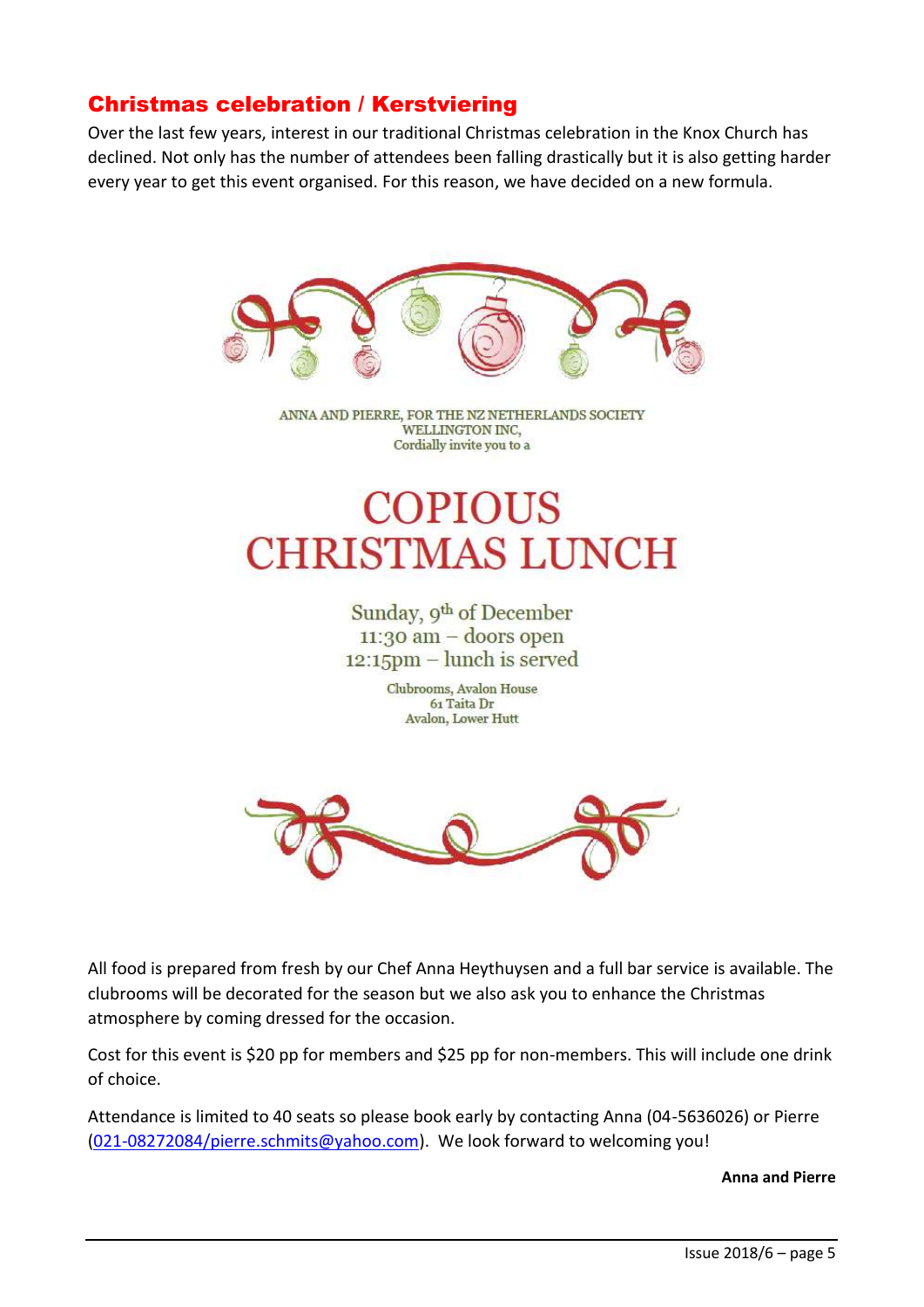## Christmas celebration / Kerstviering

Over the last few years, interest in our traditional Christmas celebration in the Knox Church has declined. Not only has the number of attendees been falling drastically but it is also getting harder every year to get this event organised. For this reason, we have decided on a new formula.

ANNA AND PIERRE, FOR THE NZ NETHERLANDS SOCIETY WELLINGTON INC,
Cordially invite you to a

# COPIOUS CHRISTMAS LUNCH

Sunday, 9th of December
11:30 am – doors open
12:15pm – lunch is served

Clubrooms, Avalon House
61 Taita Dr
Avalon, Lower Hutt

All food is prepared from fresh by our Chef Anna Heythuysen and a full bar service is available. The clubrooms will be decorated for the season but we also ask you to enhance the Christmas atmosphere by coming dressed for the occasion.

Cost for this event is $20 pp for members and $25 pp for non-members. This will include one drink of choice.

Attendance is limited to 40 seats so please book early by contacting Anna (04-5636026) or Pierre (021-08272084/pierre.schmits@yahoo.com). We look forward to welcoming you!

**Anna and Pierre**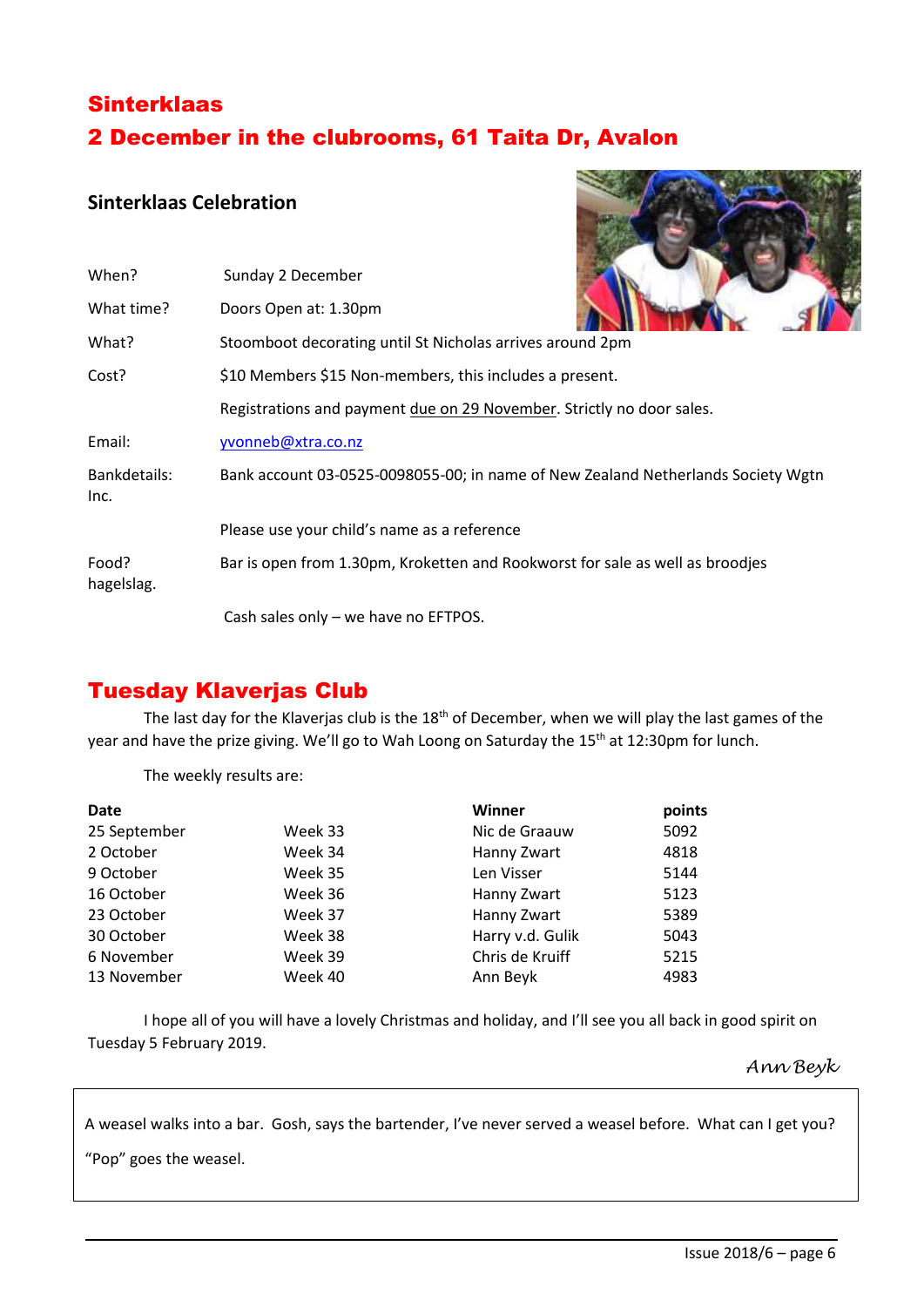## Sinterklaas

## 2 December in the clubrooms, 61 Taita Dr, Avalon

### Sinterklaas Celebration

| | |
|---|---|
| When? | Sunday 2 December |
| What time? | Doors Open at: 1.30pm |
| What? | Stoomboot decorating until St Nicholas arrives around 2pm |
| Cost? | $10 Members $15 Non-members, this includes a present. |
| | Registrations and payment due on 29 November. Strictly no door sales. |
| Email: | yvonneb@xtra.co.nz |
| Bankdetails: | Bank account 03-0525-0098055-00; in name of New Zealand Netherlands Society Wgtn Inc. |
| | Please use your child's name as a reference |
| Food? | Bar is open from 1.30pm, Kroketten and Rookworst for sale as well as broodjes hagelslag. |
| | Cash sales only – we have no EFTPOS. |

## Tuesday Klaverjas Club

The last day for the Klaverjas club is the 18th of December, when we will play the last games of the year and have the prize giving. We'll go to Wah Loong on Saturday the 15th at 12:30pm for lunch.

The weekly results are:

| Date | | Winner | points |
|---|---|---|---|
| 25 September | Week 33 | Nic de Graauw | 5092 |
| 2 October | Week 34 | Hanny Zwart | 4818 |
| 9 October | Week 35 | Len Visser | 5144 |
| 16 October | Week 36 | Hanny Zwart | 5123 |
| 23 October | Week 37 | Hanny Zwart | 5389 |
| 30 October | Week 38 | Harry v.d. Gulik | 5043 |
| 6 November | Week 39 | Chris de Kruiff | 5215 |
| 13 November | Week 40 | Ann Beyk | 4983 |

I hope all of you will have a lovely Christmas and holiday, and I'll see you all back in good spirit on Tuesday 5 February 2019.

*Ann Beyk*

A weasel walks into a bar. Gosh, says the bartender, I've never served a weasel before. What can I get you?

"Pop" goes the weasel.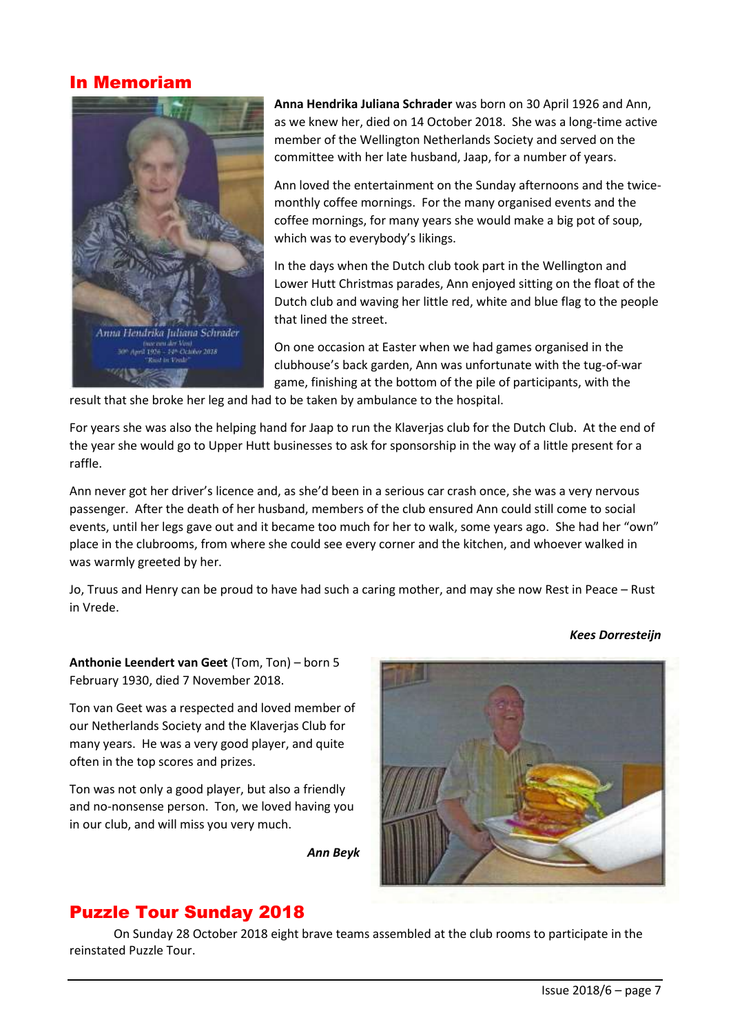## In Memoriam

**Anna Hendrika Juliana Schrader** was born on 30 April 1926 and Ann, as we knew her, died on 14 October 2018. She was a long-time active member of the Wellington Netherlands Society and served on the committee with her late husband, Jaap, for a number of years.

Ann loved the entertainment on the Sunday afternoons and the twice-monthly coffee mornings. For the many organised events and the coffee mornings, for many years she would make a big pot of soup, which was to everybody's likings.

In the days when the Dutch club took part in the Wellington and Lower Hutt Christmas parades, Ann enjoyed sitting on the float of the Dutch club and waving her little red, white and blue flag to the people that lined the street.

On one occasion at Easter when we had games organised in the clubhouse's back garden, Ann was unfortunate with the tug-of-war game, finishing at the bottom of the pile of participants, with the result that she broke her leg and had to be taken by ambulance to the hospital.

For years she was also the helping hand for Jaap to run the Klaverjas club for the Dutch Club. At the end of the year she would go to Upper Hutt businesses to ask for sponsorship in the way of a little present for a raffle.

Ann never got her driver's licence and, as she'd been in a serious car crash once, she was a very nervous passenger. After the death of her husband, members of the club ensured Ann could still come to social events, until her legs gave out and it became too much for her to walk, some years ago. She had her "own" place in the clubrooms, from where she could see every corner and the kitchen, and whoever walked in was warmly greeted by her.

Jo, Truus and Henry can be proud to have had such a caring mother, and may she now Rest in Peace – Rust in Vrede.

***Kees Dorresteijn***

**Anthonie Leendert van Geet** (Tom, Ton) – born 5 February 1930, died 7 November 2018.

Ton van Geet was a respected and loved member of our Netherlands Society and the Klaverjas Club for many years. He was a very good player, and quite often in the top scores and prizes.

Ton was not only a good player, but also a friendly and no-nonsense person. Ton, we loved having you in our club, and will miss you very much.

***Ann Beyk***

## Puzzle Tour Sunday 2018

On Sunday 28 October 2018 eight brave teams assembled at the club rooms to participate in the reinstated Puzzle Tour.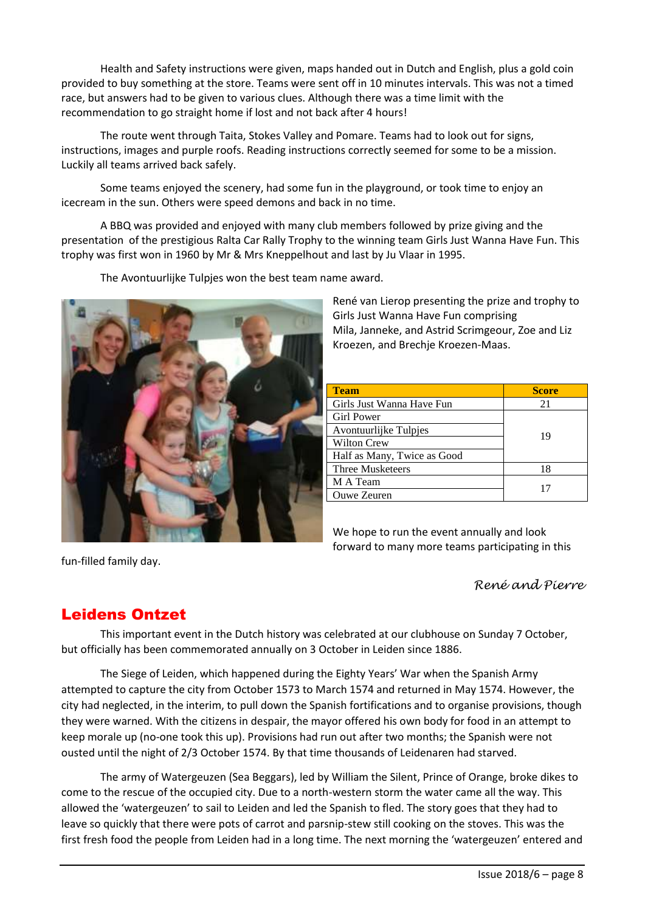Health and Safety instructions were given, maps handed out in Dutch and English, plus a gold coin provided to buy something at the store. Teams were sent off in 10 minutes intervals. This was not a timed race, but answers had to be given to various clues. Although there was a time limit with the recommendation to go straight home if lost and not back after 4 hours!

The route went through Taita, Stokes Valley and Pomare. Teams had to look out for signs, instructions, images and purple roofs. Reading instructions correctly seemed for some to be a mission. Luckily all teams arrived back safely.

Some teams enjoyed the scenery, had some fun in the playground, or took time to enjoy an icecream in the sun. Others were speed demons and back in no time.

A BBQ was provided and enjoyed with many club members followed by prize giving and the presentation of the prestigious Ralta Car Rally Trophy to the winning team Girls Just Wanna Have Fun. This trophy was first won in 1960 by Mr & Mrs Kneppelhout and last by Ju Vlaar in 1995.

The Avontuurlijke Tulpjes won the best team name award.

René van Lierop presenting the prize and trophy to Girls Just Wanna Have Fun comprising Mila, Janneke, and Astrid Scrimgeour, Zoe and Liz Kroezen, and Brechje Kroezen-Maas.

| Team | Score |
|---|---|
| Girls Just Wanna Have Fun | 21 |
| Girl Power | 19 |
| Avontuurlijke Tulpjes | 19 |
| Wilton Crew | 19 |
| Half as Many, Twice as Good | 19 |
| Three Musketeers | 18 |
| M A Team | 17 |
| Ouwe Zeuren | 17 |

We hope to run the event annually and look forward to many more teams participating in this fun-filled family day.

*René and Pierre*

## Leidens Ontzet

This important event in the Dutch history was celebrated at our clubhouse on Sunday 7 October, but officially has been commemorated annually on 3 October in Leiden since 1886.

The Siege of Leiden, which happened during the Eighty Years' War when the Spanish Army attempted to capture the city from October 1573 to March 1574 and returned in May 1574. However, the city had neglected, in the interim, to pull down the Spanish fortifications and to organise provisions, though they were warned. With the citizens in despair, the mayor offered his own body for food in an attempt to keep morale up (no-one took this up). Provisions had run out after two months; the Spanish were not ousted until the night of 2/3 October 1574. By that time thousands of Leidenaren had starved.

The army of Watergeuzen (Sea Beggars), led by William the Silent, Prince of Orange, broke dikes to come to the rescue of the occupied city. Due to a north-western storm the water came all the way. This allowed the 'watergeuzen' to sail to Leiden and led the Spanish to fled. The story goes that they had to leave so quickly that there were pots of carrot and parsnip-stew still cooking on the stoves. This was the first fresh food the people from Leiden had in a long time. The next morning the 'watergeuzen' entered and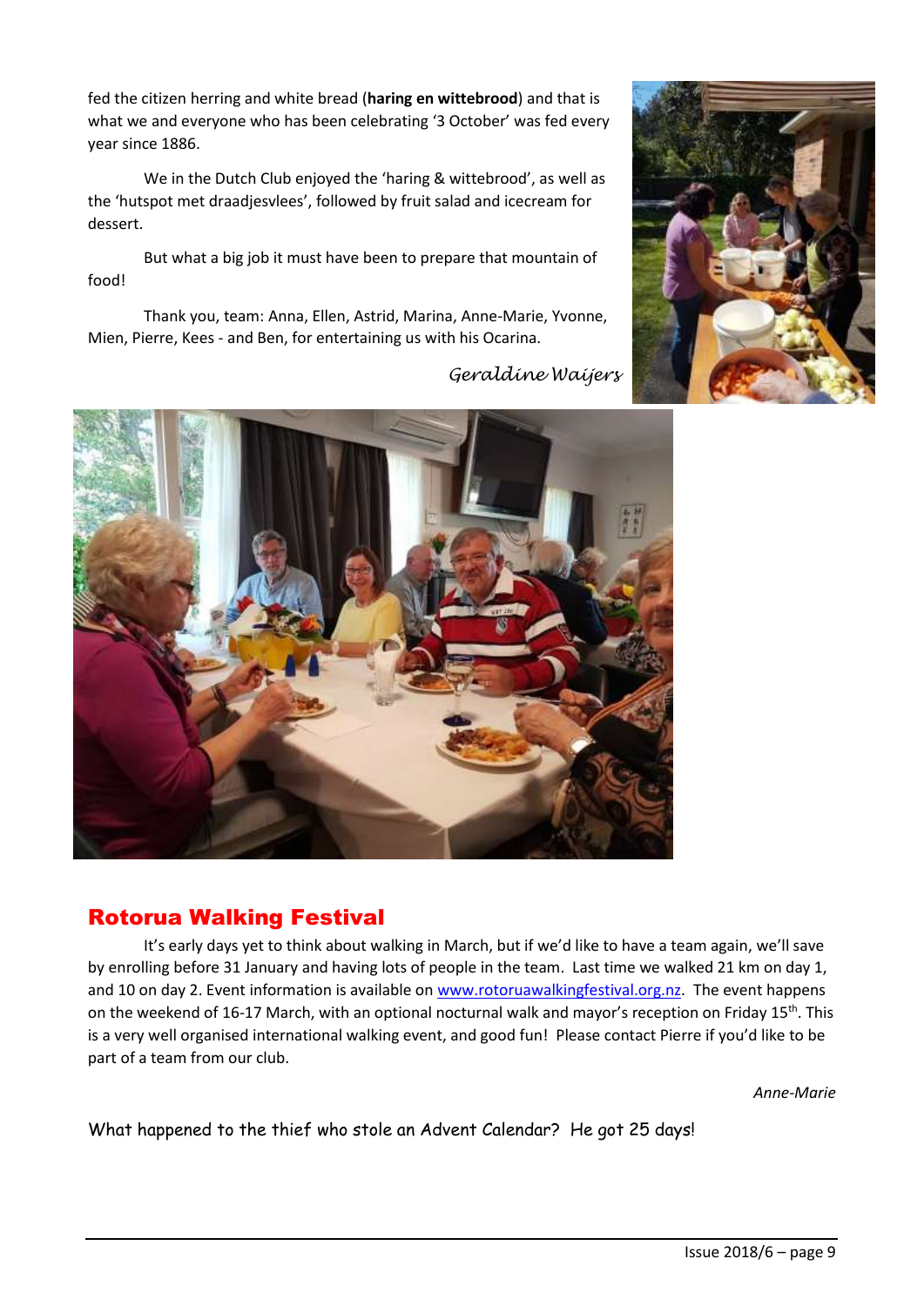fed the citizen herring and white bread (**haring en wittebrood**) and that is what we and everyone who has been celebrating '3 October' was fed every year since 1886.

We in the Dutch Club enjoyed the 'haring & wittebrood', as well as the 'hutspot met draadjesvlees', followed by fruit salad and icecream for dessert.

But what a big job it must have been to prepare that mountain of food!

Thank you, team: Anna, Ellen, Astrid, Marina, Anne-Marie, Yvonne, Mien, Pierre, Kees - and Ben, for entertaining us with his Ocarina.

*Geraldine Waijers*

## Rotorua Walking Festival

It's early days yet to think about walking in March, but if we'd like to have a team again, we'll save by enrolling before 31 January and having lots of people in the team. Last time we walked 21 km on day 1, and 10 on day 2. Event information is available on [www.rotoruawalkingfestival.org.nz](http://www.rotoruawalkingfestival.org.nz). The event happens on the weekend of 16-17 March, with an optional nocturnal walk and mayor's reception on Friday 15th. This is a very well organised international walking event, and good fun! Please contact Pierre if you'd like to be part of a team from our club.

*Anne-Marie*

What happened to the thief who stole an Advent Calendar? He got 25 days!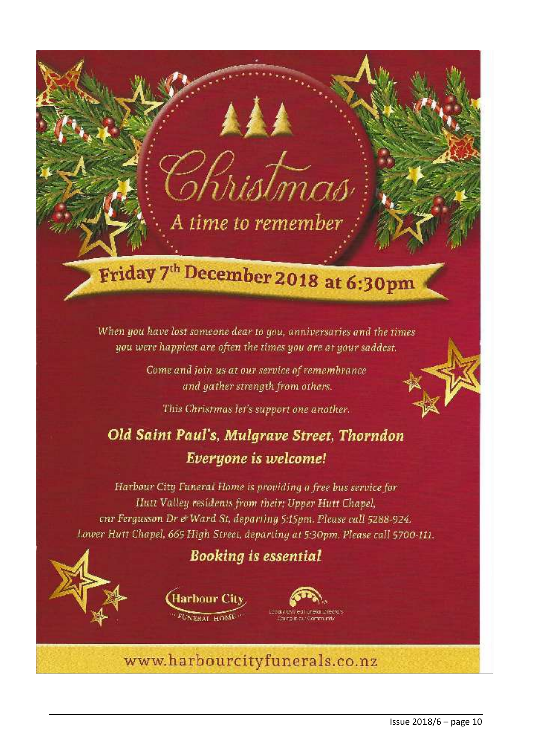# Christmas

## A time to remember

**Friday 7th December 2018 at 6:30pm**

*When you have lost someone dear to you, anniversaries and the times you were happiest are often the times you are at your saddest.*

*Come and join us at our service of remembrance and gather strength from others.*

*This Christmas let's support one another.*

## *Old Saint Paul's, Mulgrave Street, Thorndon*

### *Everyone is welcome!*

*Harbour City Funeral Home is providing a free bus service for Hutt Valley residents from their: Upper Hutt Chapel, cnr Fergusson Dr & Ward St, departing 5:15pm. Please call 5288-924. Lower Hutt Chapel, 665 High Street, departing at 5:30pm. Please call 5700-111.*

***Booking is essential***

Harbour City Funeral Home

Locally Owned Funeral Directors Caring in our Community

www.harbourcityfunerals.co.nz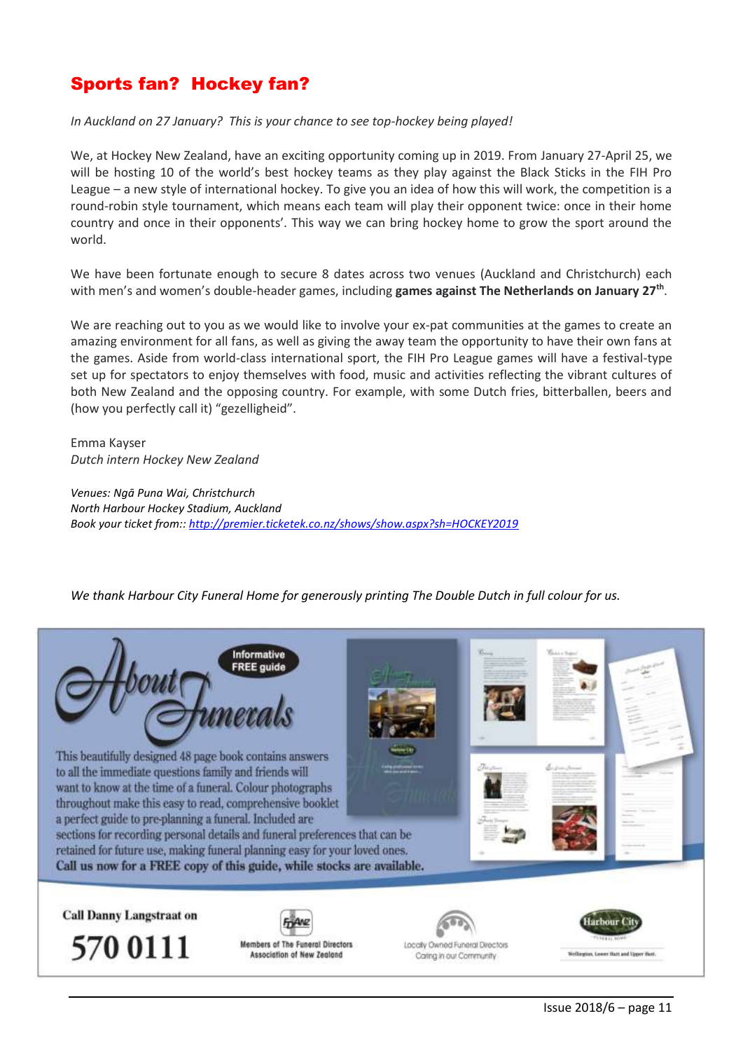## Sports fan? Hockey fan?

*In Auckland on 27 January? This is your chance to see top-hockey being played!*

We, at Hockey New Zealand, have an exciting opportunity coming up in 2019. From January 27-April 25, we will be hosting 10 of the world's best hockey teams as they play against the Black Sticks in the FIH Pro League – a new style of international hockey. To give you an idea of how this will work, the competition is a round-robin style tournament, which means each team will play their opponent twice: once in their home country and once in their opponents'. This way we can bring hockey home to grow the sport around the world.

We have been fortunate enough to secure 8 dates across two venues (Auckland and Christchurch) each with men's and women's double-header games, including **games against The Netherlands on January 27th**.

We are reaching out to you as we would like to involve your ex-pat communities at the games to create an amazing environment for all fans, as well as giving the away team the opportunity to have their own fans at the games. Aside from world-class international sport, the FIH Pro League games will have a festival-type set up for spectators to enjoy themselves with food, music and activities reflecting the vibrant cultures of both New Zealand and the opposing country. For example, with some Dutch fries, bitterballen, beers and (how you perfectly call it) "gezelligheid".

Emma Kayser
*Dutch intern Hockey New Zealand*

*Venues: Ngā Puna Wai, Christchurch*
*North Harbour Hockey Stadium, Auckland*
*Book your ticket from:: http://premier.ticketek.co.nz/shows/show.aspx?sh=HOCKEY2019*

*We thank Harbour City Funeral Home for generously printing The Double Dutch in full colour for us.*

**About Funerals**

Informative FREE guide

This beautifully designed 48 page book contains answers to all the immediate questions family and friends will want to know at the time of a funeral. Colour photographs throughout make this easy to read, comprehensive booklet a perfect guide to pre-planning a funeral. Included are sections for recording personal details and funeral preferences that can be retained for future use, making funeral planning easy for your loved ones.
**Call us now for a FREE copy of this guide, while stocks are available.**

Call Danny Langstraat on
**570 0111**

Members of The Funeral Directors Association of New Zealand

Locally Owned Funeral Directors Caring in our Community

Harbour City Funeral Home
Wellington, Lower Hutt and Upper Hutt.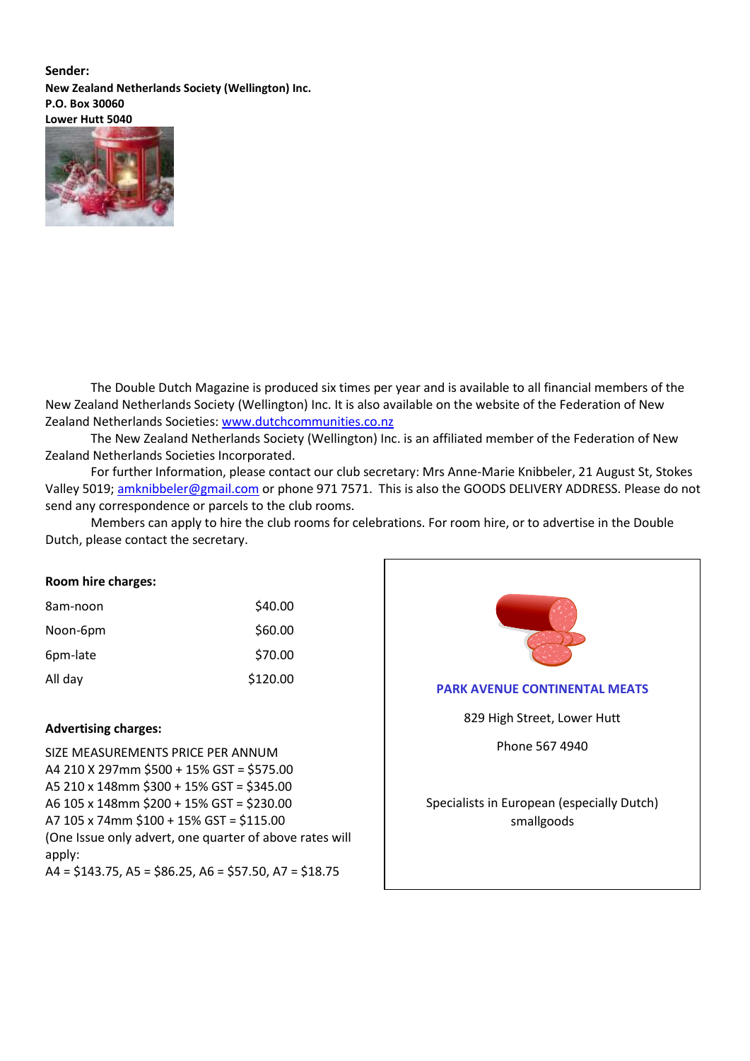**Sender:**
**New Zealand Netherlands Society (Wellington) Inc.**
**P.O. Box 30060**
**Lower Hutt 5040**

The Double Dutch Magazine is produced six times per year and is available to all financial members of the New Zealand Netherlands Society (Wellington) Inc. It is also available on the website of the Federation of New Zealand Netherlands Societies: www.dutchcommunities.co.nz

The New Zealand Netherlands Society (Wellington) Inc. is an affiliated member of the Federation of New Zealand Netherlands Societies Incorporated.

For further Information, please contact our club secretary: Mrs Anne-Marie Knibbeler, 21 August St, Stokes Valley 5019; amknibbeler@gmail.com or phone 971 7571. This is also the GOODS DELIVERY ADDRESS. Please do not send any correspondence or parcels to the club rooms.

Members can apply to hire the club rooms for celebrations. For room hire, or to advertise in the Double Dutch, please contact the secretary.

**Room hire charges:**

| | |
|---|---|
| 8am-noon | $40.00 |
| Noon-6pm | $60.00 |
| 6pm-late | $70.00 |
| All day | $120.00 |

**Advertising charges:**

SIZE MEASUREMENTS PRICE PER ANNUM
A4 210 X 297mm $500 + 15% GST = $575.00
A5 210 x 148mm $300 + 15% GST = $345.00
A6 105 x 148mm $200 + 15% GST = $230.00
A7 105 x 74mm $100 + 15% GST = $115.00
(One Issue only advert, one quarter of above rates will apply:
A4 = $143.75, A5 = $86.25, A6 = $57.50, A7 = $18.75

**PARK AVENUE CONTINENTAL MEATS**

829 High Street, Lower Hutt

Phone 567 4940

Specialists in European (especially Dutch) smallgoods